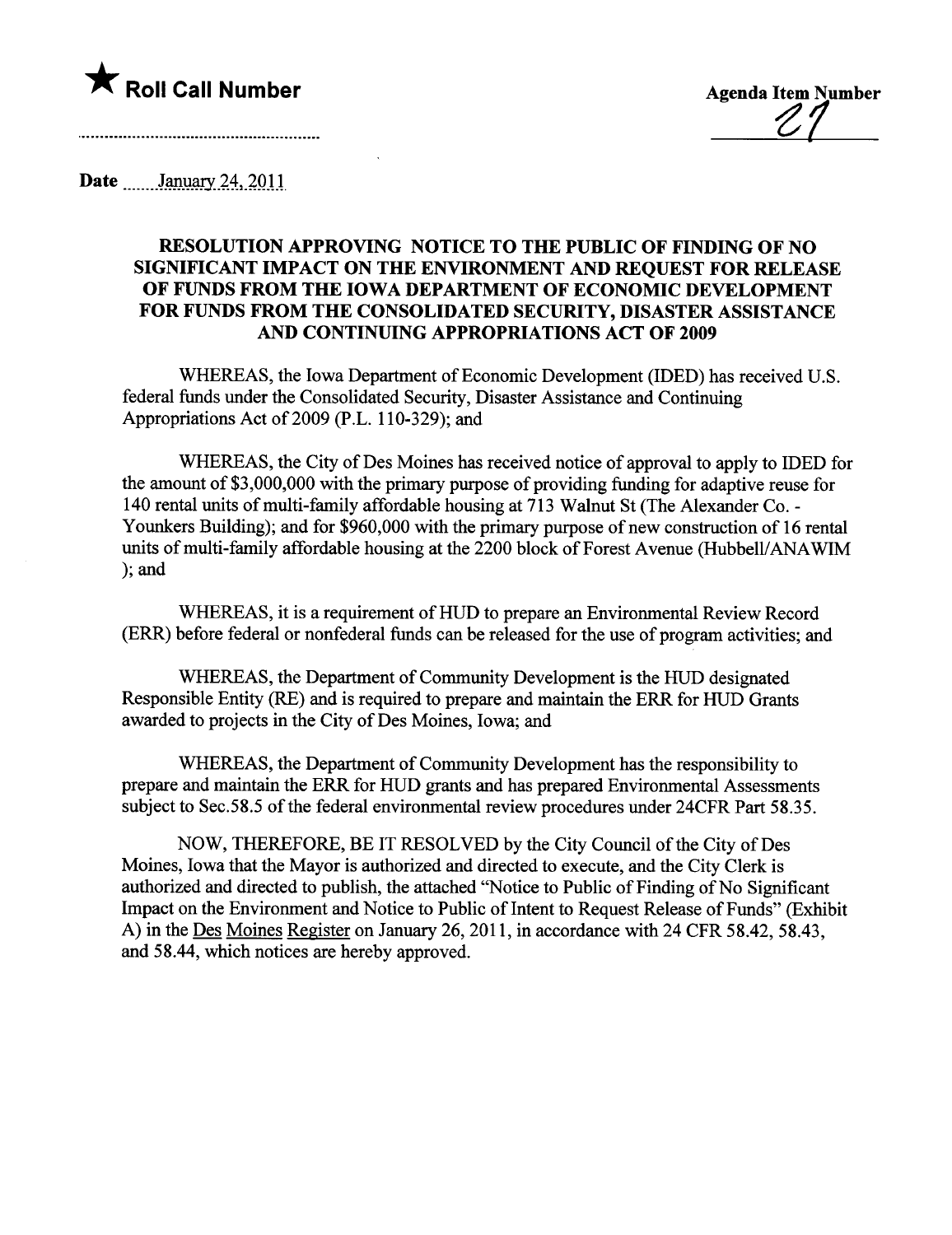★ **Roll Call Number**

**Agenda Item Number**
21

**Date** January 24, 2011

## RESOLUTION APPROVING NOTICE TO THE PUBLIC OF FINDING OF NO SIGNIFICANT IMPACT ON THE ENVIRONMENT AND REQUEST FOR RELEASE OF FUNDS FROM THE IOWA DEPARTMENT OF ECONOMIC DEVELOPMENT FOR FUNDS FROM THE CONSOLIDATED SECURITY, DISASTER ASSISTANCE AND CONTINUING APPROPRIATIONS ACT OF 2009

WHEREAS, the Iowa Department of Economic Development (IDED) has received U.S. federal funds under the Consolidated Security, Disaster Assistance and Continuing Appropriations Act of 2009 (P.L. 110-329); and

WHEREAS, the City of Des Moines has received notice of approval to apply to IDED for the amount of $3,000,000 with the primary purpose of providing funding for adaptive reuse for 140 rental units of multi-family affordable housing at 713 Walnut St (The Alexander Co. - Younkers Building); and for $960,000 with the primary purpose of new construction of 16 rental units of multi-family affordable housing at the 2200 block of Forest Avenue (Hubbell/ANAWIM ); and

WHEREAS, it is a requirement of HUD to prepare an Environmental Review Record (ERR) before federal or nonfederal funds can be released for the use of program activities; and

WHEREAS, the Department of Community Development is the HUD designated Responsible Entity (RE) and is required to prepare and maintain the ERR for HUD Grants awarded to projects in the City of Des Moines, Iowa; and

WHEREAS, the Department of Community Development has the responsibility to prepare and maintain the ERR for HUD grants and has prepared Environmental Assessments subject to Sec.58.5 of the federal environmental review procedures under 24CFR Part 58.35.

NOW, THEREFORE, BE IT RESOLVED by the City Council of the City of Des Moines, Iowa that the Mayor is authorized and directed to execute, and the City Clerk is authorized and directed to publish, the attached "Notice to Public of Finding of No Significant Impact on the Environment and Notice to Public of Intent to Request Release of Funds" (Exhibit A) in the Des Moines Register on January 26, 2011, in accordance with 24 CFR 58.42, 58.43, and 58.44, which notices are hereby approved.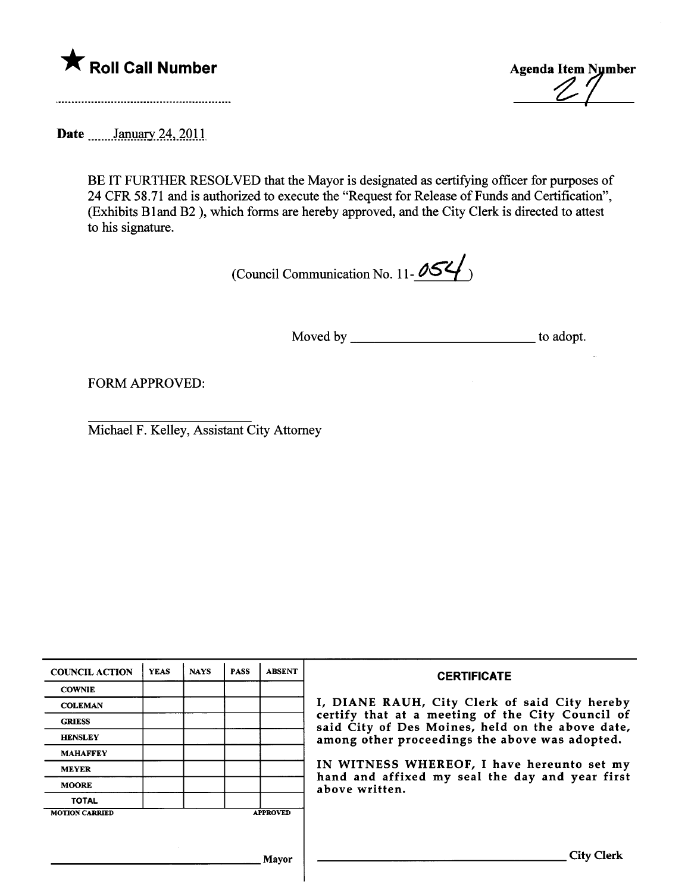★ **Roll Call Number**

..........................................................

**Agenda Item Number**

27

**Date** January 24, 2011

BE IT FURTHER RESOLVED that the Mayor is designated as certifying officer for purposes of 24 CFR 58.71 and is authorized to execute the "Request for Release of Funds and Certification", (Exhibits B1and B2 ), which forms are hereby approved, and the City Clerk is directed to attest to his signature.

(Council Communication No. 11-054)

Moved by ___________________________ to adopt.

FORM APPROVED:

_________________________
Michael F. Kelley, Assistant City Attorney

| COUNCIL ACTION | YEAS | NAYS | PASS | ABSENT |
|---|---|---|---|---|
| COWNIE | | | | |
| COLEMAN | | | | |
| GRIESS | | | | |
| HENSLEY | | | | |
| MAHAFFEY | | | | |
| MEYER | | | | |
| MOORE | | | | |
| TOTAL | | | | |
| MOTION CARRIED | | | | APPROVED |

_________________________________ Mayor

**CERTIFICATE**

I, DIANE RAUH, City Clerk of said City hereby certify that at a meeting of the City Council of said City of Des Moines, held on the above date, among other proceedings the above was adopted.

IN WITNESS WHEREOF, I have hereunto set my hand and affixed my seal the day and year first above written.

_________________________________ City Clerk